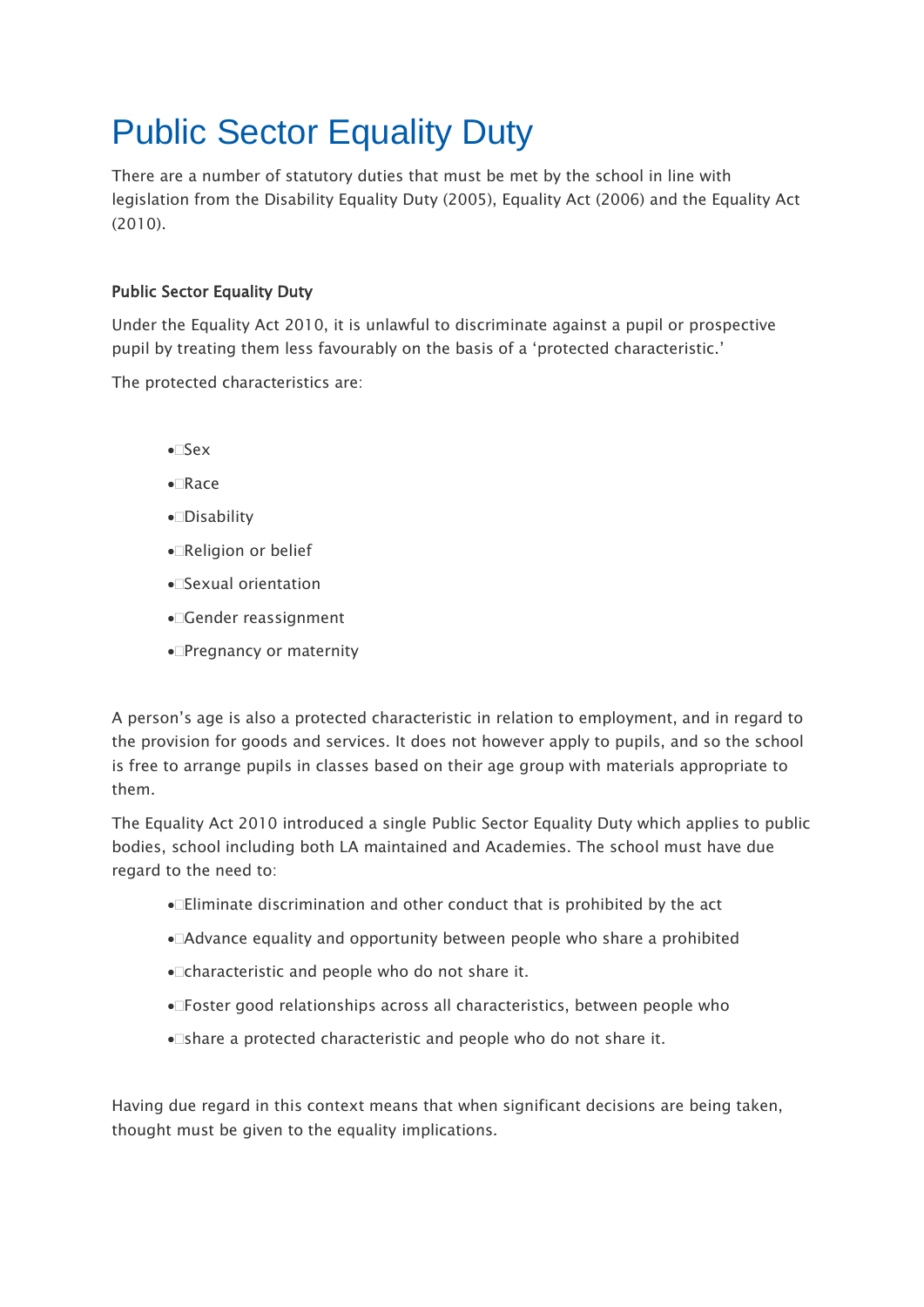# Public Sector Equality Duty

There are a number of statutory duties that must be met by the school in line with legislation from the Disability Equality Duty (2005), Equality Act (2006) and the Equality Act (2010).

### Public Sector Equality Duty

Under the Equality Act 2010, it is unlawful to discriminate against a pupil or prospective pupil by treating them less favourably on the basis of a 'protected characteristic.'

The protected characteristics are:

- Sex
- Race
- Disability
- Religion or belief
- Sexual orientation
- Gender reassignment
- Pregnancy or maternity

A person's age is also a protected characteristic in relation to employment, and in regard to the provision for goods and services. It does not however apply to pupils, and so the school is free to arrange pupils in classes based on their age group with materials appropriate to them.

The Equality Act 2010 introduced a single Public Sector Equality Duty which applies to public bodies, school including both LA maintained and Academies. The school must have due regard to the need to:

- Eliminate discrimination and other conduct that is prohibited by the act
- Advance equality and opportunity between people who share a prohibited
- characteristic and people who do not share it.
- Foster good relationships across all characteristics, between people who
- share a protected characteristic and people who do not share it.

Having due regard in this context means that when significant decisions are being taken, thought must be given to the equality implications.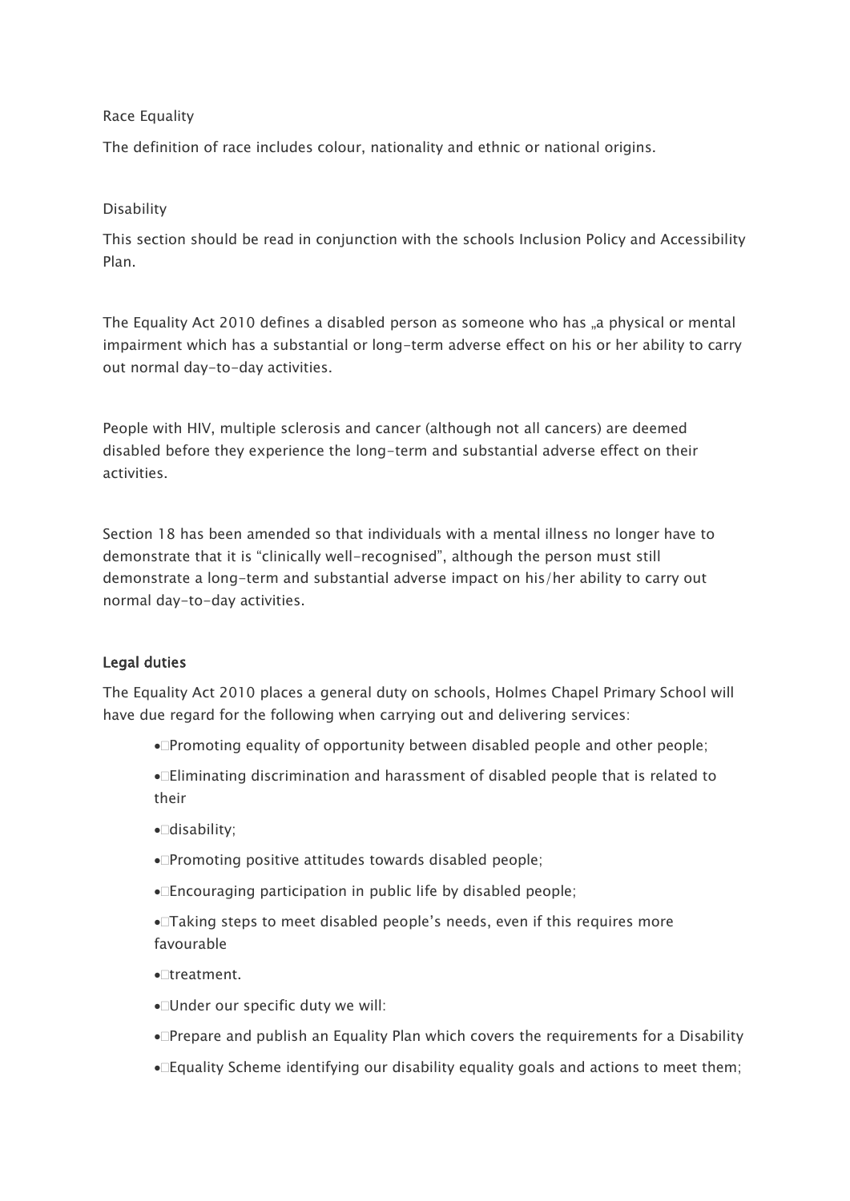Race Equality

The definition of race includes colour, nationality and ethnic or national origins.

Disability

This section should be read in conjunction with the schools Inclusion Policy and Accessibility Plan.

The Equality Act 2010 defines a disabled person as someone who has „a physical or mental impairment which has a substantial or long-term adverse effect on his or her ability to carry out normal day-to-day activities.

People with HIV, multiple sclerosis and cancer (although not all cancers) are deemed disabled before they experience the long-term and substantial adverse effect on their activities.

Section 18 has been amended so that individuals with a mental illness no longer have to demonstrate that it is "clinically well-recognised", although the person must still demonstrate a long-term and substantial adverse impact on his/her ability to carry out normal day-to-day activities.

**Legal duties**

The Equality Act 2010 places a general duty on schools, Holmes Chapel Primary School will have due regard for the following when carrying out and delivering services:

- Promoting equality of opportunity between disabled people and other people;
- Eliminating discrimination and harassment of disabled people that is related to their
- disability;
- Promoting positive attitudes towards disabled people;
- Encouraging participation in public life by disabled people;
- Taking steps to meet disabled people's needs, even if this requires more favourable
- treatment.
- Under our specific duty we will:
- Prepare and publish an Equality Plan which covers the requirements for a Disability
- Equality Scheme identifying our disability equality goals and actions to meet them;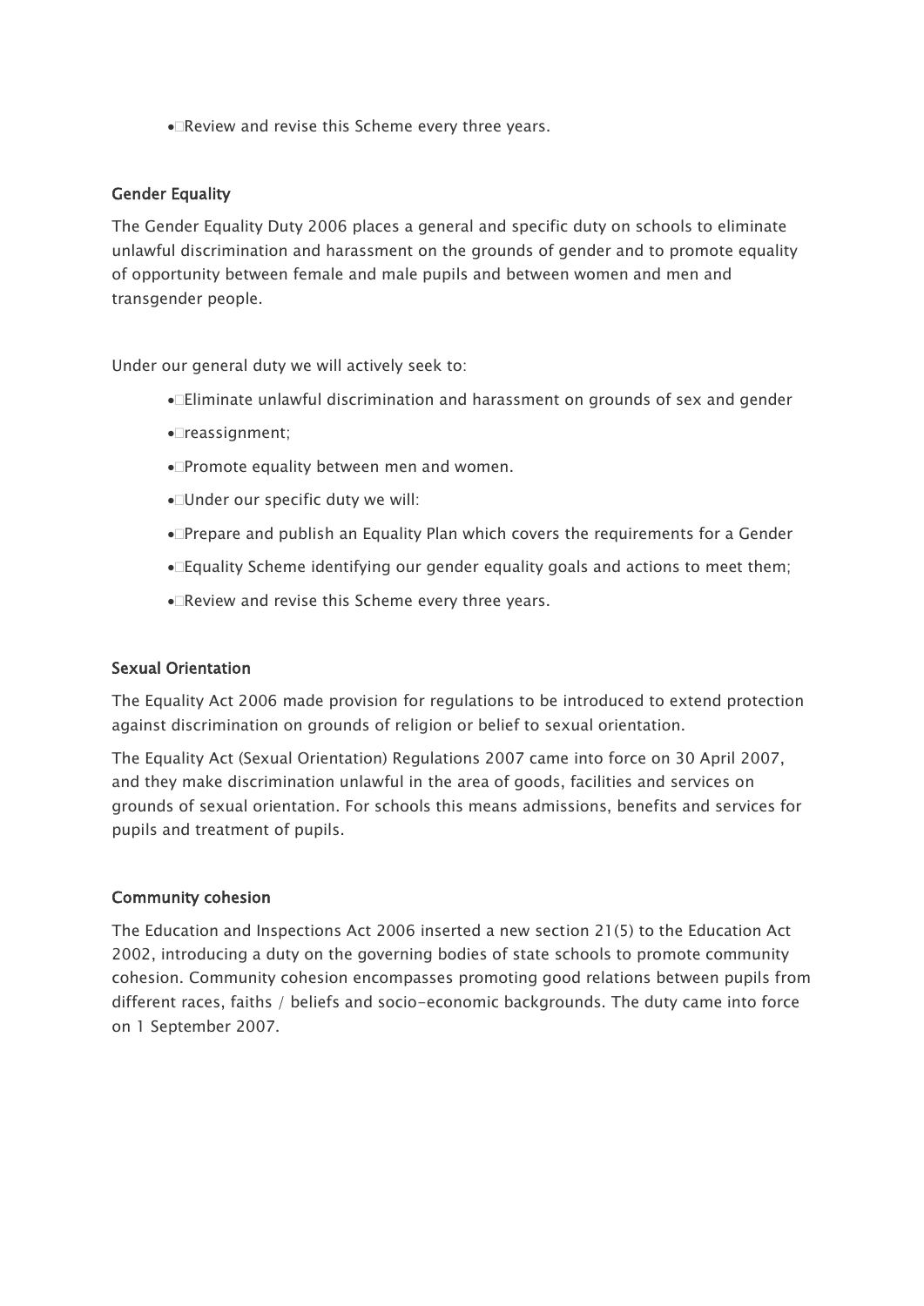- Review and revise this Scheme every three years.

## Gender Equality

The Gender Equality Duty 2006 places a general and specific duty on schools to eliminate unlawful discrimination and harassment on the grounds of gender and to promote equality of opportunity between female and male pupils and between women and men and transgender people.

Under our general duty we will actively seek to:

- Eliminate unlawful discrimination and harassment on grounds of sex and gender
- reassignment;
- Promote equality between men and women.
- Under our specific duty we will:
- Prepare and publish an Equality Plan which covers the requirements for a Gender
- Equality Scheme identifying our gender equality goals and actions to meet them;
- Review and revise this Scheme every three years.

## Sexual Orientation

The Equality Act 2006 made provision for regulations to be introduced to extend protection against discrimination on grounds of religion or belief to sexual orientation.

The Equality Act (Sexual Orientation) Regulations 2007 came into force on 30 April 2007, and they make discrimination unlawful in the area of goods, facilities and services on grounds of sexual orientation. For schools this means admissions, benefits and services for pupils and treatment of pupils.

## Community cohesion

The Education and Inspections Act 2006 inserted a new section 21(5) to the Education Act 2002, introducing a duty on the governing bodies of state schools to promote community cohesion. Community cohesion encompasses promoting good relations between pupils from different races, faiths / beliefs and socio-economic backgrounds. The duty came into force on 1 September 2007.